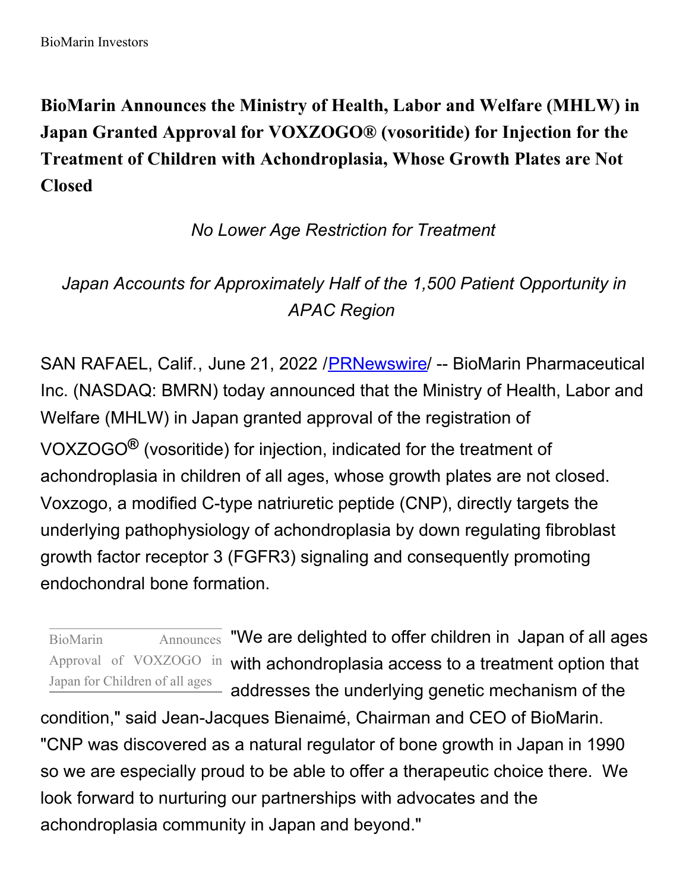# BioMarin Announces the Ministry of Health, Labor and Welfare (MHLW) in Japan Granted Approval for VOXZOGO® (vosoritide) for Injection for the Treatment of Children with Achondroplasia, Whose Growth Plates are Not Closed

*No Lower Age Restriction for Treatment*

*Japan Accounts for Approximately Half of the 1,500 Patient Opportunity in APAC Region*

SAN RAFAEL, Calif., June 21, 2022 /PRNewswire/ -- BioMarin Pharmaceutical Inc. (NASDAQ: BMRN) today announced that the Ministry of Health, Labor and Welfare (MHLW) in Japan granted approval of the registration of VOXZOGO® (vosoritide) for injection, indicated for the treatment of achondroplasia in children of all ages, whose growth plates are not closed. Voxzogo, a modified C-type natriuretic peptide (CNP), directly targets the underlying pathophysiology of achondroplasia by down regulating fibroblast growth factor receptor 3 (FGFR3) signaling and consequently promoting endochondral bone formation.

BioMarin Announces Approval of VOXZOGO in Japan for Children of all ages

"We are delighted to offer children in Japan of all ages with achondroplasia access to a treatment option that addresses the underlying genetic mechanism of the condition," said Jean-Jacques Bienaimé, Chairman and CEO of BioMarin. "CNP was discovered as a natural regulator of bone growth in Japan in 1990 so we are especially proud to be able to offer a therapeutic choice there. We look forward to nurturing our partnerships with advocates and the achondroplasia community in Japan and beyond."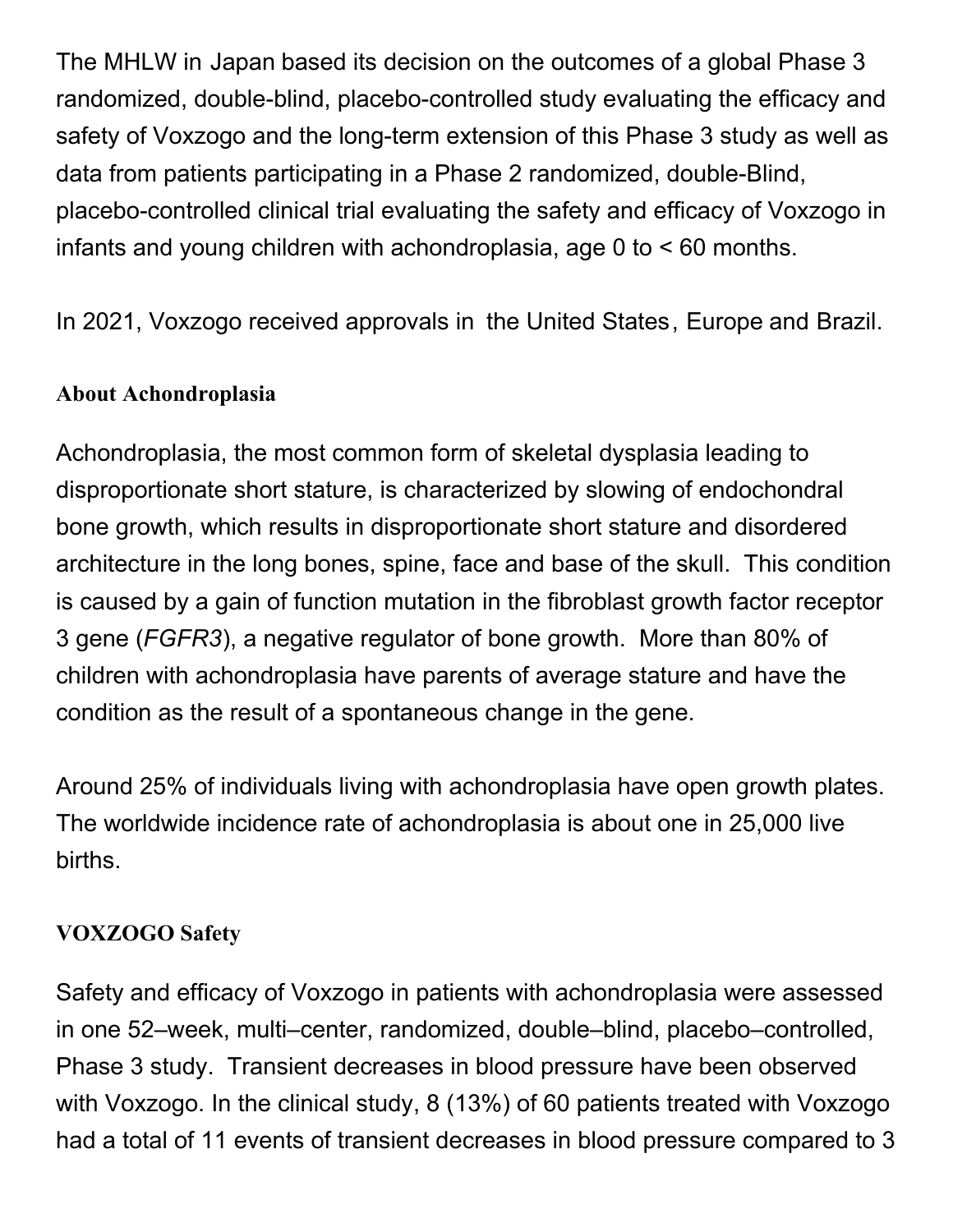The MHLW in Japan based its decision on the outcomes of a global Phase 3 randomized, double-blind, placebo-controlled study evaluating the efficacy and safety of Voxzogo and the long-term extension of this Phase 3 study as well as data from patients participating in a Phase 2 randomized, double-Blind, placebo-controlled clinical trial evaluating the safety and efficacy of Voxzogo in infants and young children with achondroplasia, age 0 to < 60 months.

In 2021, Voxzogo received approvals in the United States, Europe and Brazil.

**About Achondroplasia**

Achondroplasia, the most common form of skeletal dysplasia leading to disproportionate short stature, is characterized by slowing of endochondral bone growth, which results in disproportionate short stature and disordered architecture in the long bones, spine, face and base of the skull. This condition is caused by a gain of function mutation in the fibroblast growth factor receptor 3 gene (*FGFR3*), a negative regulator of bone growth. More than 80% of children with achondroplasia have parents of average stature and have the condition as the result of a spontaneous change in the gene.

Around 25% of individuals living with achondroplasia have open growth plates. The worldwide incidence rate of achondroplasia is about one in 25,000 live births.

**VOXZOGO Safety**

Safety and efficacy of Voxzogo in patients with achondroplasia were assessed in one 52–week, multi–center, randomized, double–blind, placebo–controlled, Phase 3 study. Transient decreases in blood pressure have been observed with Voxzogo. In the clinical study, 8 (13%) of 60 patients treated with Voxzogo had a total of 11 events of transient decreases in blood pressure compared to 3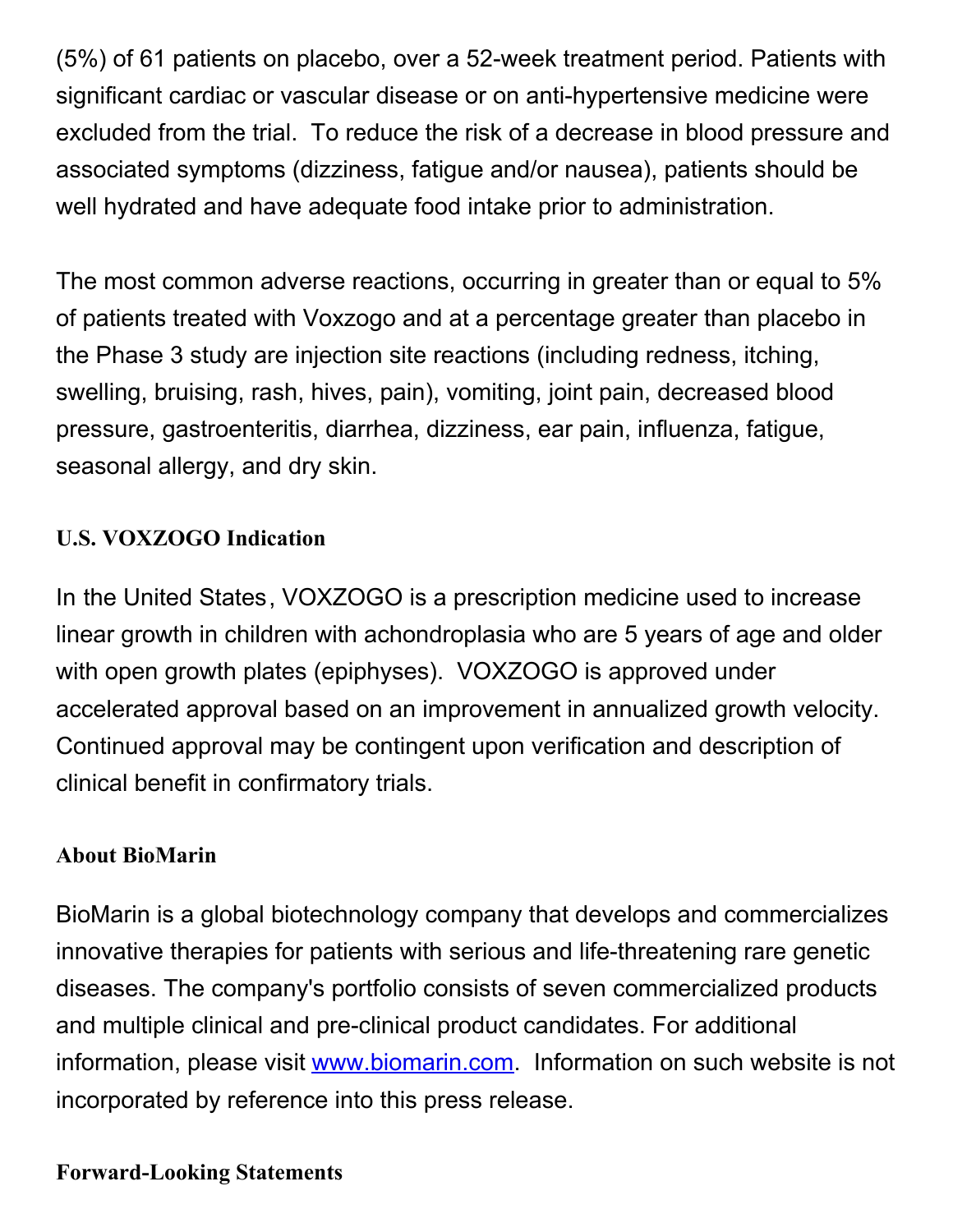(5%) of 61 patients on placebo, over a 52-week treatment period. Patients with significant cardiac or vascular disease or on anti-hypertensive medicine were excluded from the trial.  To reduce the risk of a decrease in blood pressure and associated symptoms (dizziness, fatigue and/or nausea), patients should be well hydrated and have adequate food intake prior to administration.

The most common adverse reactions, occurring in greater than or equal to 5% of patients treated with Voxzogo and at a percentage greater than placebo in the Phase 3 study are injection site reactions (including redness, itching, swelling, bruising, rash, hives, pain), vomiting, joint pain, decreased blood pressure, gastroenteritis, diarrhea, dizziness, ear pain, influenza, fatigue, seasonal allergy, and dry skin.

**U.S. VOXZOGO Indication**

In the United States, VOXZOGO is a prescription medicine used to increase linear growth in children with achondroplasia who are 5 years of age and older with open growth plates (epiphyses).  VOXZOGO is approved under accelerated approval based on an improvement in annualized growth velocity. Continued approval may be contingent upon verification and description of clinical benefit in confirmatory trials.

**About BioMarin**

BioMarin is a global biotechnology company that develops and commercializes innovative therapies for patients with serious and life-threatening rare genetic diseases. The company's portfolio consists of seven commercialized products and multiple clinical and pre-clinical product candidates. For additional information, please visit [www.biomarin.com](http://www.biomarin.com).  Information on such website is not incorporated by reference into this press release.

**Forward-Looking Statements**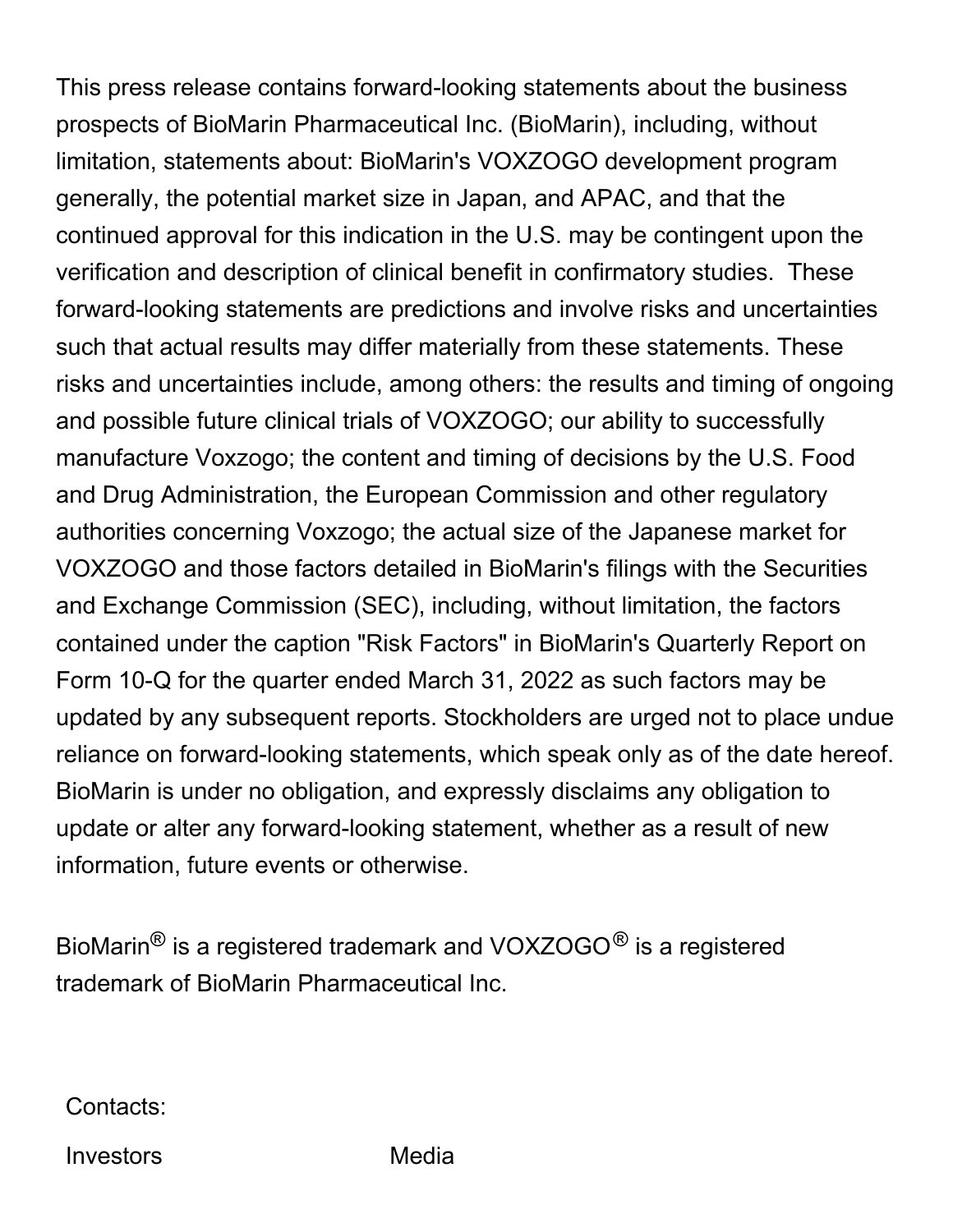This press release contains forward-looking statements about the business prospects of BioMarin Pharmaceutical Inc. (BioMarin), including, without limitation, statements about: BioMarin's VOXZOGO development program generally, the potential market size in Japan, and APAC, and that the continued approval for this indication in the U.S. may be contingent upon the verification and description of clinical benefit in confirmatory studies. These forward-looking statements are predictions and involve risks and uncertainties such that actual results may differ materially from these statements. These risks and uncertainties include, among others: the results and timing of ongoing and possible future clinical trials of VOXZOGO; our ability to successfully manufacture Voxzogo; the content and timing of decisions by the U.S. Food and Drug Administration, the European Commission and other regulatory authorities concerning Voxzogo; the actual size of the Japanese market for VOXZOGO and those factors detailed in BioMarin's filings with the Securities and Exchange Commission (SEC), including, without limitation, the factors contained under the caption "Risk Factors" in BioMarin's Quarterly Report on Form 10-Q for the quarter ended March 31, 2022 as such factors may be updated by any subsequent reports. Stockholders are urged not to place undue reliance on forward-looking statements, which speak only as of the date hereof. BioMarin is under no obligation, and expressly disclaims any obligation to update or alter any forward-looking statement, whether as a result of new information, future events or otherwise.

BioMarin® is a registered trademark and VOXZOGO® is a registered trademark of BioMarin Pharmaceutical Inc.

Contacts:

| Investors | Media |
|---|---|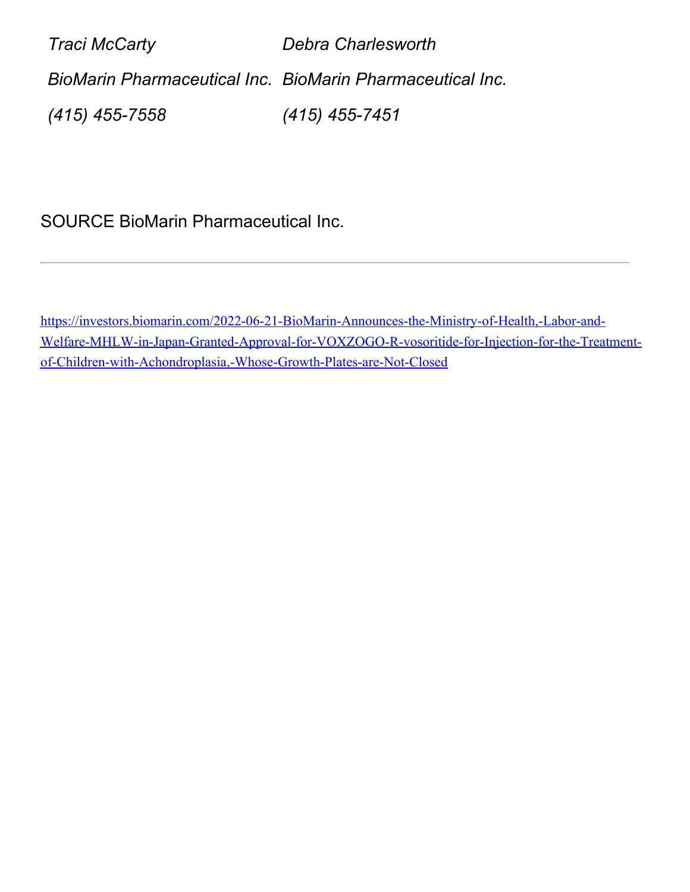| | |
|---|---|
| *Traci McCarty* | *Debra Charlesworth* |
| *BioMarin Pharmaceutical Inc.* | *BioMarin Pharmaceutical Inc.* |
| *(415) 455-7558* | *(415) 455-7451* |

SOURCE BioMarin Pharmaceutical Inc.

---

https://investors.biomarin.com/2022-06-21-BioMarin-Announces-the-Ministry-of-Health,-Labor-and-Welfare-MHLW-in-Japan-Granted-Approval-for-VOXZOGO-R-vosoritide-for-Injection-for-the-Treatment-of-Children-with-Achondroplasia,-Whose-Growth-Plates-are-Not-Closed